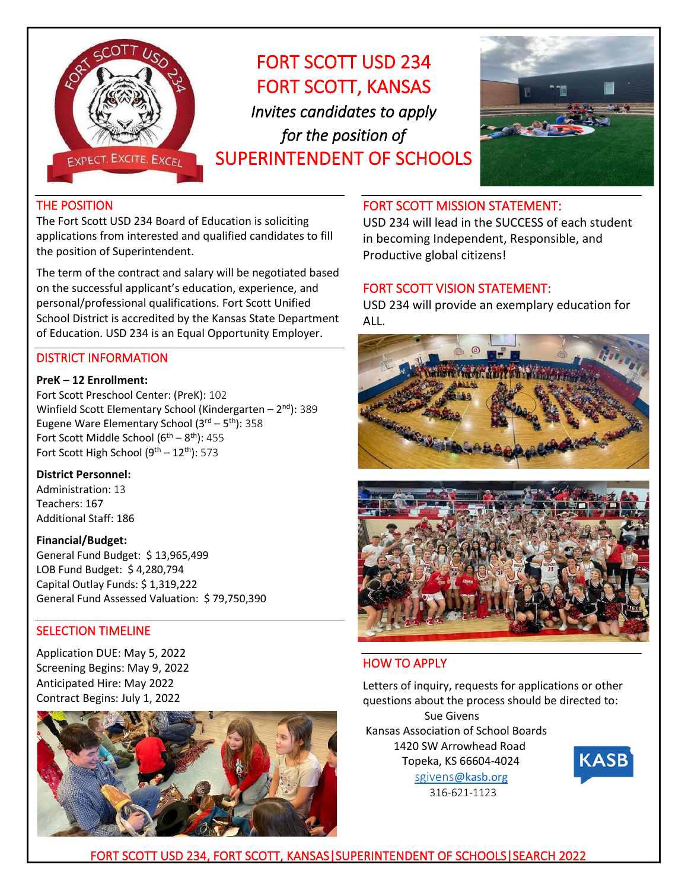# FORT SCOTT USD 234
# FORT SCOTT, KANSAS

*Invites candidates to apply for the position of*

# SUPERINTENDENT OF SCHOOLS

## THE POSITION

The Fort Scott USD 234 Board of Education is soliciting applications from interested and qualified candidates to fill the position of Superintendent.

The term of the contract and salary will be negotiated based on the successful applicant's education, experience, and personal/professional qualifications. Fort Scott Unified School District is accredited by the Kansas State Department of Education. USD 234 is an Equal Opportunity Employer.

## DISTRICT INFORMATION

**PreK – 12 Enrollment:**

Fort Scott Preschool Center: (PreK): 102
Winfield Scott Elementary School (Kindergarten – 2nd): 389
Eugene Ware Elementary School (3rd – 5th): 358
Fort Scott Middle School (6th – 8th): 455
Fort Scott High School (9th – 12th): 573

**District Personnel:**

Administration: 13
Teachers: 167
Additional Staff: 186

**Financial/Budget:**

General Fund Budget: $ 13,965,499
LOB Fund Budget: $ 4,280,794
Capital Outlay Funds: $ 1,319,222
General Fund Assessed Valuation: $ 79,750,390

## SELECTION TIMELINE

Application DUE: May 5, 2022
Screening Begins: May 9, 2022
Anticipated Hire: May 2022
Contract Begins: July 1, 2022

## FORT SCOTT MISSION STATEMENT:

USD 234 will lead in the SUCCESS of each student in becoming Independent, Responsible, and Productive global citizens!

## FORT SCOTT VISION STATEMENT:

USD 234 will provide an exemplary education for ALL.

## HOW TO APPLY

Letters of inquiry, requests for applications or other questions about the process should be directed to:

Sue Givens
Kansas Association of School Boards
1420 SW Arrowhead Road
Topeka, KS 66604-4024
sgivens@kasb.org
316-621-1123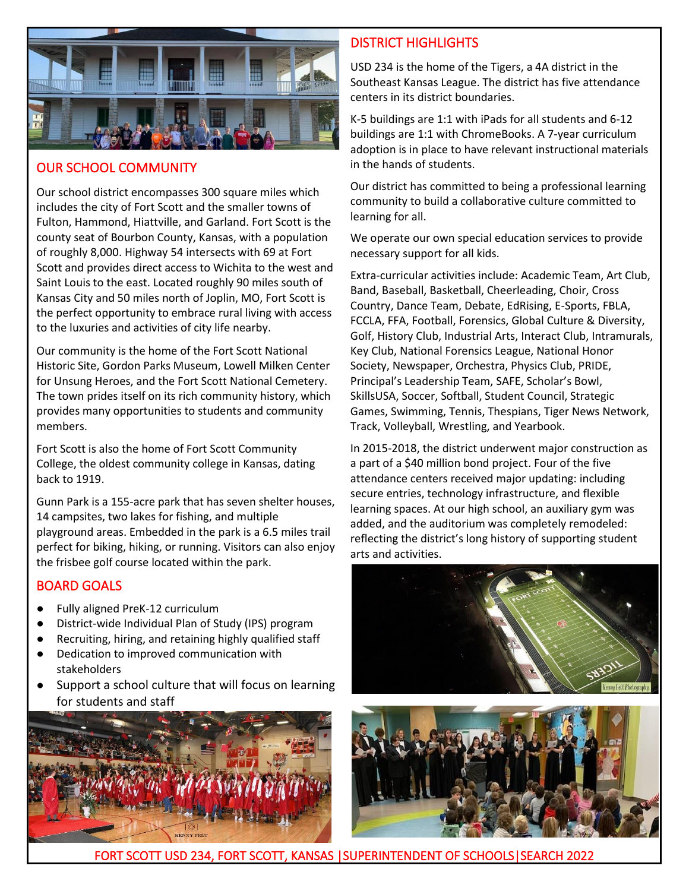## OUR SCHOOL COMMUNITY

Our school district encompasses 300 square miles which includes the city of Fort Scott and the smaller towns of Fulton, Hammond, Hiattville, and Garland. Fort Scott is the county seat of Bourbon County, Kansas, with a population of roughly 8,000. Highway 54 intersects with 69 at Fort Scott and provides direct access to Wichita to the west and Saint Louis to the east. Located roughly 90 miles south of Kansas City and 50 miles north of Joplin, MO, Fort Scott is the perfect opportunity to embrace rural living with access to the luxuries and activities of city life nearby.

Our community is the home of the Fort Scott National Historic Site, Gordon Parks Museum, Lowell Milken Center for Unsung Heroes, and the Fort Scott National Cemetery. The town prides itself on its rich community history, which provides many opportunities to students and community members.

Fort Scott is also the home of Fort Scott Community College, the oldest community college in Kansas, dating back to 1919.

Gunn Park is a 155-acre park that has seven shelter houses, 14 campsites, two lakes for fishing, and multiple playground areas. Embedded in the park is a 6.5 miles trail perfect for biking, hiking, or running. Visitors can also enjoy the frisbee golf course located within the park.

## BOARD GOALS

- Fully aligned PreK-12 curriculum
- District-wide Individual Plan of Study (IPS) program
- Recruiting, hiring, and retaining highly qualified staff
- Dedication to improved communication with stakeholders
- Support a school culture that will focus on learning for students and staff

## DISTRICT HIGHLIGHTS

USD 234 is the home of the Tigers, a 4A district in the Southeast Kansas League. The district has five attendance centers in its district boundaries.

K-5 buildings are 1:1 with iPads for all students and 6-12 buildings are 1:1 with ChromeBooks. A 7-year curriculum adoption is in place to have relevant instructional materials in the hands of students.

Our district has committed to being a professional learning community to build a collaborative culture committed to learning for all.

We operate our own special education services to provide necessary support for all kids.

Extra-curricular activities include: Academic Team, Art Club, Band, Baseball, Basketball, Cheerleading, Choir, Cross Country, Dance Team, Debate, EdRising, E-Sports, FBLA, FCCLA, FFA, Football, Forensics, Global Culture & Diversity, Golf, History Club, Industrial Arts, Interact Club, Intramurals, Key Club, National Forensics League, National Honor Society, Newspaper, Orchestra, Physics Club, PRIDE, Principal's Leadership Team, SAFE, Scholar's Bowl, SkillsUSA, Soccer, Softball, Student Council, Strategic Games, Swimming, Tennis, Thespians, Tiger News Network, Track, Volleyball, Wrestling, and Yearbook.

In 2015-2018, the district underwent major construction as a part of a $40 million bond project. Four of the five attendance centers received major updating: including secure entries, technology infrastructure, and flexible learning spaces. At our high school, an auxiliary gym was added, and the auditorium was completely remodeled: reflecting the district's long history of supporting student arts and activities.